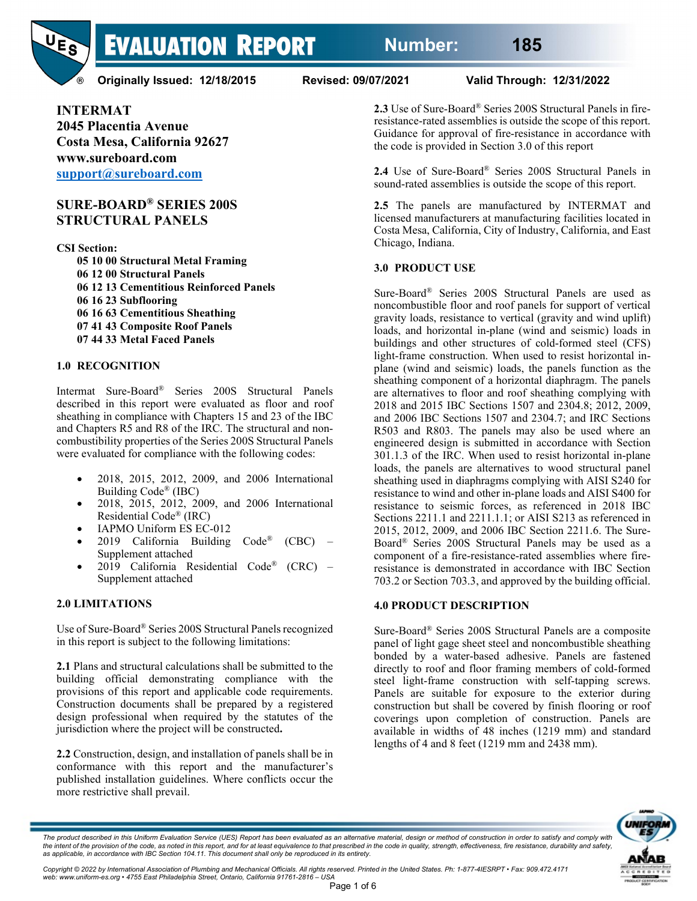# EVALUATION REPORT Number: 185

**Originally Issued: 12/18/2015 Revised: 09/07/2021 Valid Through: 12/31/2022**

**INTERMAT**
**2045 Placentia Avenue**
**Costa Mesa, California 92627**
**www.sureboard.com**
**support@sureboard.com**

## SURE-BOARD® SERIES 200S STRUCTURAL PANELS

**CSI Section:**

- **05 10 00 Structural Metal Framing**
- **06 12 00 Structural Panels**
- **06 12 13 Cementitious Reinforced Panels**
- **06 16 23 Subflooring**
- **06 16 63 Cementitious Sheathing**
- **07 41 43 Composite Roof Panels**
- **07 44 33 Metal Faced Panels**

### 1.0 RECOGNITION

Intermat Sure-Board® Series 200S Structural Panels described in this report were evaluated as floor and roof sheathing in compliance with Chapters 15 and 23 of the IBC and Chapters R5 and R8 of the IRC. The structural and non-combustibility properties of the Series 200S Structural Panels were evaluated for compliance with the following codes:

- 2018, 2015, 2012, 2009, and 2006 International Building Code® (IBC)
- 2018, 2015, 2012, 2009, and 2006 International Residential Code® (IRC)
- IAPMO Uniform ES EC-012
- 2019 California Building Code® (CBC) – Supplement attached
- 2019 California Residential Code® (CRC) – Supplement attached

### 2.0 LIMITATIONS

Use of Sure-Board® Series 200S Structural Panels recognized in this report is subject to the following limitations:

**2.1** Plans and structural calculations shall be submitted to the building official demonstrating compliance with the provisions of this report and applicable code requirements. Construction documents shall be prepared by a registered design professional when required by the statutes of the jurisdiction where the project will be constructed**.**

**2.2** Construction, design, and installation of panels shall be in conformance with this report and the manufacturer's published installation guidelines. Where conflicts occur the more restrictive shall prevail.

**2.3** Use of Sure-Board® Series 200S Structural Panels in fire-resistance-rated assemblies is outside the scope of this report. Guidance for approval of fire-resistance in accordance with the code is provided in Section 3.0 of this report

**2.4** Use of Sure-Board® Series 200S Structural Panels in sound-rated assemblies is outside the scope of this report.

**2.5** The panels are manufactured by INTERMAT and licensed manufacturers at manufacturing facilities located in Costa Mesa, California, City of Industry, California, and East Chicago, Indiana.

### 3.0 PRODUCT USE

Sure-Board® Series 200S Structural Panels are used as noncombustible floor and roof panels for support of vertical gravity loads, resistance to vertical (gravity and wind uplift) loads, and horizontal in-plane (wind and seismic) loads in buildings and other structures of cold-formed steel (CFS) light-frame construction. When used to resist horizontal in-plane (wind and seismic) loads, the panels function as the sheathing component of a horizontal diaphragm. The panels are alternatives to floor and roof sheathing complying with 2018 and 2015 IBC Sections 1507 and 2304.8; 2012, 2009, and 2006 IBC Sections 1507 and 2304.7; and IRC Sections R503 and R803. The panels may also be used where an engineered design is submitted in accordance with Section 301.1.3 of the IRC. When used to resist horizontal in-plane loads, the panels are alternatives to wood structural panel sheathing used in diaphragms complying with AISI S240 for resistance to wind and other in-plane loads and AISI S400 for resistance to seismic forces, as referenced in 2018 IBC Sections 2211.1 and 2211.1.1; or AISI S213 as referenced in 2015, 2012, 2009, and 2006 IBC Section 2211.6. The Sure-Board® Series 200S Structural Panels may be used as a component of a fire-resistance-rated assemblies where fire-resistance is demonstrated in accordance with IBC Section 703.2 or Section 703.3, and approved by the building official.

### 4.0 PRODUCT DESCRIPTION

Sure-Board® Series 200S Structural Panels are a composite panel of light gage sheet steel and noncombustible sheathing bonded by a water-based adhesive. Panels are fastened directly to roof and floor framing members of cold-formed steel light-frame construction with self-tapping screws. Panels are suitable for exposure to the exterior during construction but shall be covered by finish flooring or roof coverings upon completion of construction. Panels are available in widths of 48 inches (1219 mm) and standard lengths of 4 and 8 feet (1219 mm and 2438 mm).

*The product described in this Uniform Evaluation Service (UES) Report has been evaluated as an alternative material, design or method of construction in order to satisfy and comply with the intent of the provision of the code, as noted in this report, and for at least equivalence to that prescribed in the code in quality, strength, effectiveness, fire resistance, durability and safety, as applicable, in accordance with IBC Section 104.11. This document shall only be reproduced in its entirety.*

*Copyright © 2022 by International Association of Plumbing and Mechanical Officials. All rights reserved. Printed in the United States. Ph: 1-877-4IESRPT • Fax: 909.472.4171 web: www.uniform-es.org • 4755 East Philadelphia Street, Ontario, California 91761-2816 – USA*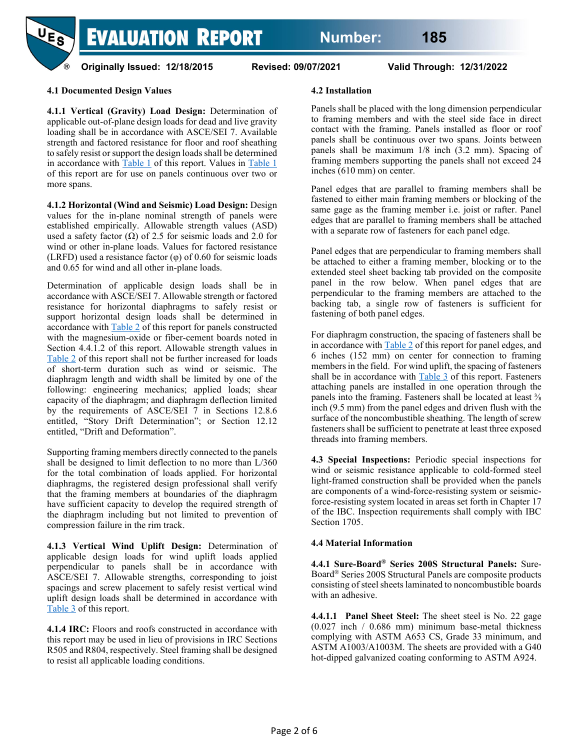### 4.1 Documented Design Values

**4.1.1 Vertical (Gravity) Load Design:** Determination of applicable out-of-plane design loads for dead and live gravity loading shall be in accordance with ASCE/SEI 7. Available strength and factored resistance for floor and roof sheathing to safely resist or support the design loads shall be determined in accordance with Table 1 of this report. Values in Table 1 of this report are for use on panels continuous over two or more spans.

**4.1.2 Horizontal (Wind and Seismic) Load Design:** Design values for the in-plane nominal strength of panels were established empirically. Allowable strength values (ASD) used a safety factor (Ω) of 2.5 for seismic loads and 2.0 for wind or other in-plane loads. Values for factored resistance (LRFD) used a resistance factor (φ) of 0.60 for seismic loads and 0.65 for wind and all other in-plane loads.

Determination of applicable design loads shall be in accordance with ASCE/SEI 7. Allowable strength or factored resistance for horizontal diaphragms to safely resist or support horizontal design loads shall be determined in accordance with Table 2 of this report for panels constructed with the magnesium-oxide or fiber-cement boards noted in Section 4.4.1.2 of this report. Allowable strength values in Table 2 of this report shall not be further increased for loads of short-term duration such as wind or seismic. The diaphragm length and width shall be limited by one of the following: engineering mechanics; applied loads; shear capacity of the diaphragm; and diaphragm deflection limited by the requirements of ASCE/SEI 7 in Sections 12.8.6 entitled, "Story Drift Determination"; or Section 12.12 entitled, "Drift and Deformation".

Supporting framing members directly connected to the panels shall be designed to limit deflection to no more than L/360 for the total combination of loads applied. For horizontal diaphragms, the registered design professional shall verify that the framing members at boundaries of the diaphragm have sufficient capacity to develop the required strength of the diaphragm including but not limited to prevention of compression failure in the rim track.

**4.1.3 Vertical Wind Uplift Design:** Determination of applicable design loads for wind uplift loads applied perpendicular to panels shall be in accordance with ASCE/SEI 7. Allowable strengths, corresponding to joist spacings and screw placement to safely resist vertical wind uplift design loads shall be determined in accordance with Table 3 of this report.

**4.1.4 IRC:** Floors and roofs constructed in accordance with this report may be used in lieu of provisions in IRC Sections R505 and R804, respectively. Steel framing shall be designed to resist all applicable loading conditions.

### 4.2 Installation

Panels shall be placed with the long dimension perpendicular to framing members and with the steel side face in direct contact with the framing. Panels installed as floor or roof panels shall be continuous over two spans. Joints between panels shall be maximum 1/8 inch (3.2 mm). Spacing of framing members supporting the panels shall not exceed 24 inches (610 mm) on center.

Panel edges that are parallel to framing members shall be fastened to either main framing members or blocking of the same gage as the framing member i.e. joist or rafter. Panel edges that are parallel to framing members shall be attached with a separate row of fasteners for each panel edge.

Panel edges that are perpendicular to framing members shall be attached to either a framing member, blocking or to the extended steel sheet backing tab provided on the composite panel in the row below. When panel edges that are perpendicular to the framing members are attached to the backing tab, a single row of fasteners is sufficient for fastening of both panel edges.

For diaphragm construction, the spacing of fasteners shall be in accordance with Table 2 of this report for panel edges, and 6 inches (152 mm) on center for connection to framing members in the field. For wind uplift, the spacing of fasteners shall be in accordance with Table 3 of this report. Fasteners attaching panels are installed in one operation through the panels into the framing. Fasteners shall be located at least ⅜ inch (9.5 mm) from the panel edges and driven flush with the surface of the noncombustible sheathing. The length of screw fasteners shall be sufficient to penetrate at least three exposed threads into framing members.

**4.3 Special Inspections:** Periodic special inspections for wind or seismic resistance applicable to cold-formed steel light-framed construction shall be provided when the panels are components of a wind-force-resisting system or seismic-force-resisting system located in areas set forth in Chapter 17 of the IBC. Inspection requirements shall comply with IBC Section 1705.

### 4.4 Material Information

**4.4.1 Sure-Board® Series 200S Structural Panels:** Sure-Board® Series 200S Structural Panels are composite products consisting of steel sheets laminated to noncombustible boards with an adhesive.

**4.4.1.1 Panel Sheet Steel:** The sheet steel is No. 22 gage (0.027 inch / 0.686 mm) minimum base-metal thickness complying with ASTM A653 CS, Grade 33 minimum, and ASTM A1003/A1003M. The sheets are provided with a G40 hot-dipped galvanized coating conforming to ASTM A924.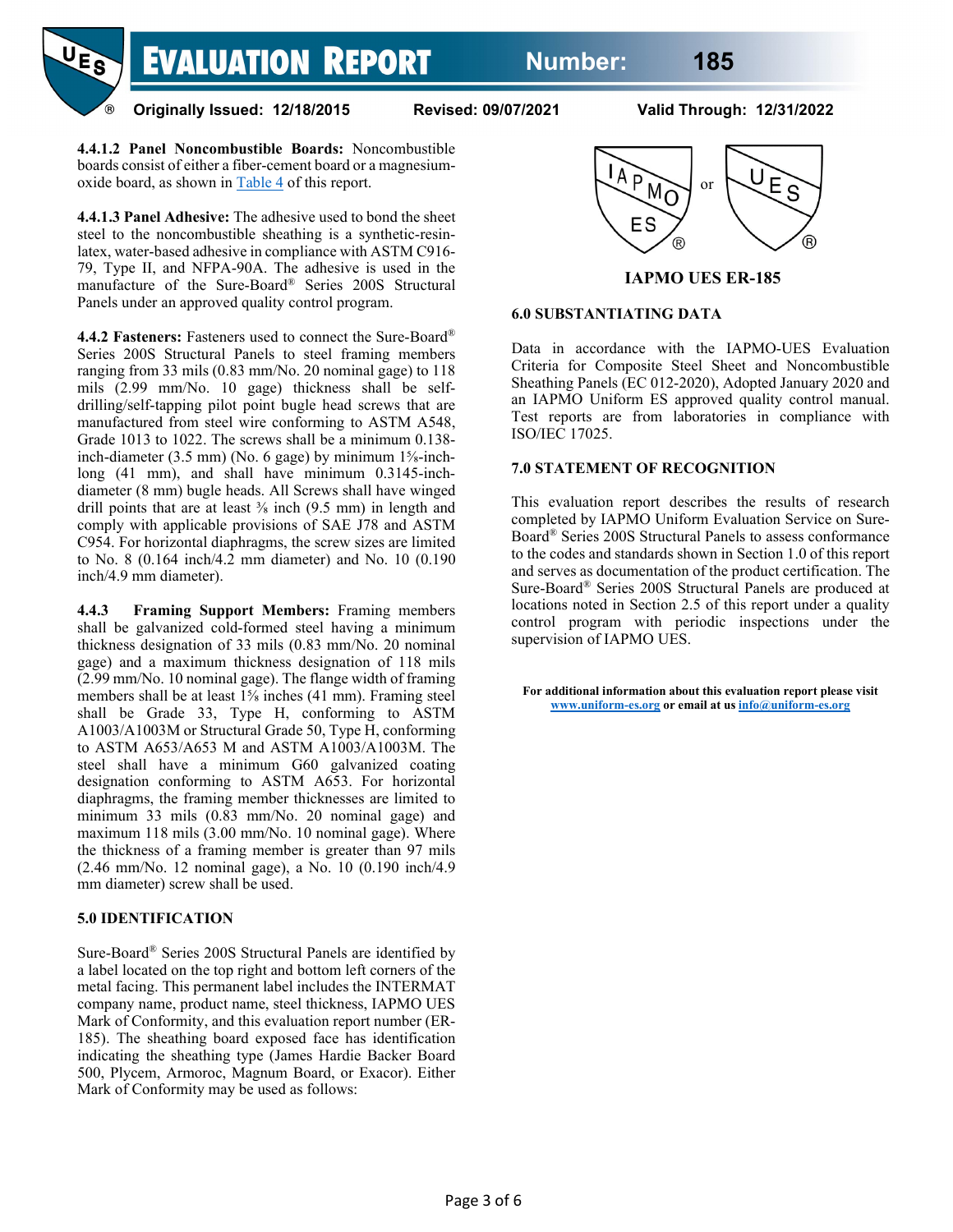**4.4.1.2 Panel Noncombustible Boards:** Noncombustible boards consist of either a fiber-cement board or a magnesium-oxide board, as shown in Table 4 of this report.

**4.4.1.3 Panel Adhesive:** The adhesive used to bond the sheet steel to the noncombustible sheathing is a synthetic-resin-latex, water-based adhesive in compliance with ASTM C916-79, Type II, and NFPA-90A. The adhesive is used in the manufacture of the Sure-Board® Series 200S Structural Panels under an approved quality control program.

**4.4.2 Fasteners:** Fasteners used to connect the Sure-Board® Series 200S Structural Panels to steel framing members ranging from 33 mils (0.83 mm/No. 20 nominal gage) to 118 mils (2.99 mm/No. 10 gage) thickness shall be self-drilling/self-tapping pilot point bugle head screws that are manufactured from steel wire conforming to ASTM A548, Grade 1013 to 1022. The screws shall be a minimum 0.138-inch-diameter (3.5 mm) (No. 6 gage) by minimum 1⅝-inch-long (41 mm), and shall have minimum 0.3145-inch-diameter (8 mm) bugle heads. All Screws shall have winged drill points that are at least ⅜ inch (9.5 mm) in length and comply with applicable provisions of SAE J78 and ASTM C954. For horizontal diaphragms, the screw sizes are limited to No. 8 (0.164 inch/4.2 mm diameter) and No. 10 (0.190 inch/4.9 mm diameter).

**4.4.3 Framing Support Members:** Framing members shall be galvanized cold-formed steel having a minimum thickness designation of 33 mils (0.83 mm/No. 20 nominal gage) and a maximum thickness designation of 118 mils (2.99 mm/No. 10 nominal gage). The flange width of framing members shall be at least 1⅝ inches (41 mm). Framing steel shall be Grade 33, Type H, conforming to ASTM A1003/A1003M or Structural Grade 50, Type H, conforming to ASTM A653/A653 M and ASTM A1003/A1003M. The steel shall have a minimum G60 galvanized coating designation conforming to ASTM A653. For horizontal diaphragms, the framing member thicknesses are limited to minimum 33 mils (0.83 mm/No. 20 nominal gage) and maximum 118 mils (3.00 mm/No. 10 nominal gage). Where the thickness of a framing member is greater than 97 mils (2.46 mm/No. 12 nominal gage), a No. 10 (0.190 inch/4.9 mm diameter) screw shall be used.

## 5.0 IDENTIFICATION

Sure-Board® Series 200S Structural Panels are identified by a label located on the top right and bottom left corners of the metal facing. This permanent label includes the INTERMAT company name, product name, steel thickness, IAPMO UES Mark of Conformity, and this evaluation report number (ER-185). The sheathing board exposed face has identification indicating the sheathing type (James Hardie Backer Board 500, Plycem, Armoroc, Magnum Board, or Exacor). Either Mark of Conformity may be used as follows:

IAPMO ES or UES

**IAPMO UES ER-185**

## 6.0 SUBSTANTIATING DATA

Data in accordance with the IAPMO-UES Evaluation Criteria for Composite Steel Sheet and Noncombustible Sheathing Panels (EC 012-2020), Adopted January 2020 and an IAPMO Uniform ES approved quality control manual. Test reports are from laboratories in compliance with ISO/IEC 17025.

## 7.0 STATEMENT OF RECOGNITION

This evaluation report describes the results of research completed by IAPMO Uniform Evaluation Service on Sure-Board® Series 200S Structural Panels to assess conformance to the codes and standards shown in Section 1.0 of this report and serves as documentation of the product certification. The Sure-Board® Series 200S Structural Panels are produced at locations noted in Section 2.5 of this report under a quality control program with periodic inspections under the supervision of IAPMO UES.

**For additional information about this evaluation report please visit www.uniform-es.org or email at us info@uniform-es.org**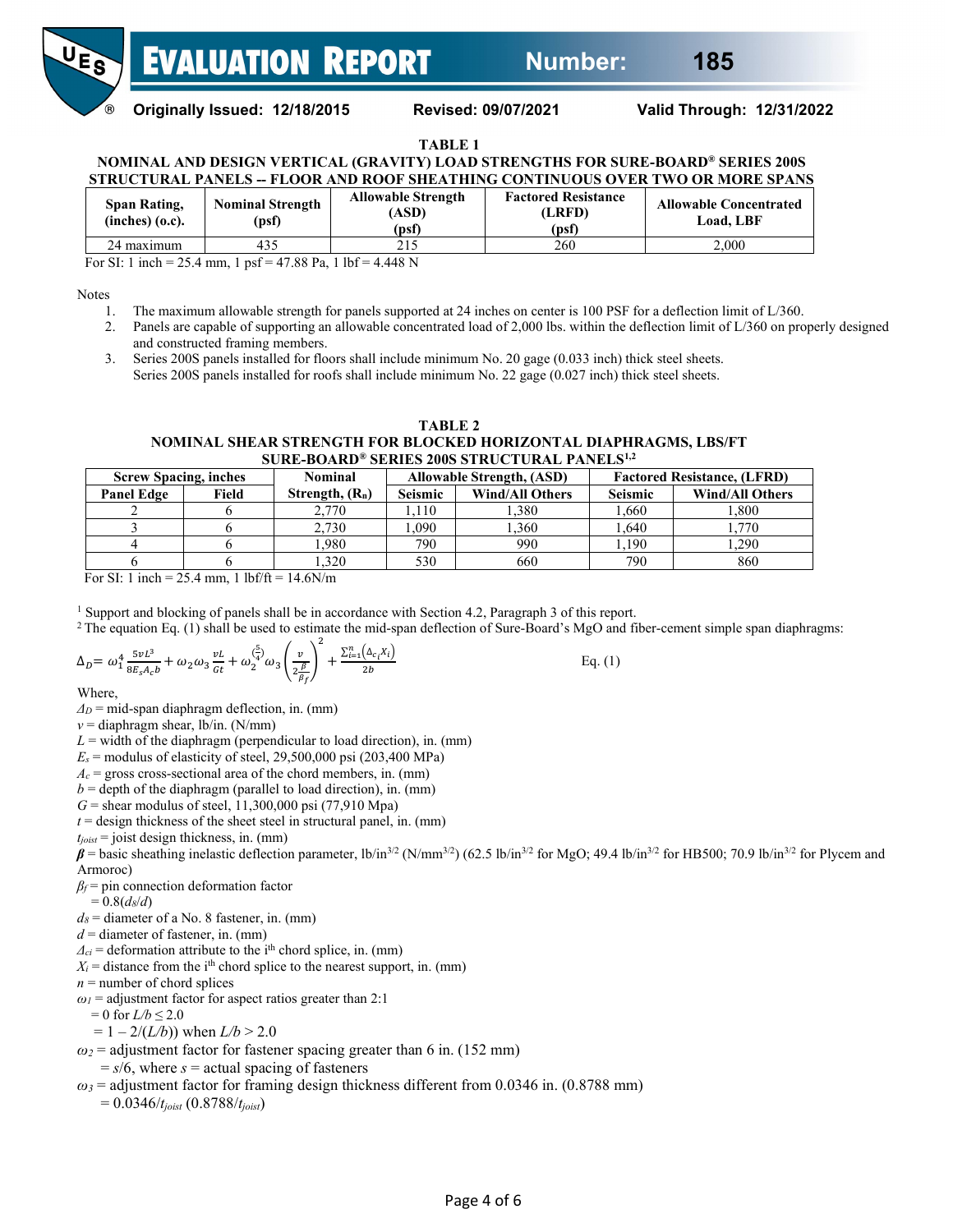**TABLE 1**
**NOMINAL AND DESIGN VERTICAL (GRAVITY) LOAD STRENGTHS FOR SURE-BOARD® SERIES 200S STRUCTURAL PANELS -- FLOOR AND ROOF SHEATHING CONTINUOUS OVER TWO OR MORE SPANS**

| Span Rating, (inches) (o.c). | Nominal Strength (psf) | Allowable Strength (ASD) (psf) | Factored Resistance (LRFD) (psf) | Allowable Concentrated Load, LBF |
|---|---|---|---|---|
| 24 maximum | 435 | 215 | 260 | 2,000 |

For SI: 1 inch = 25.4 mm, 1 psf = 47.88 Pa, 1 lbf = 4.448 N

Notes
1. The maximum allowable strength for panels supported at 24 inches on center is 100 PSF for a deflection limit of L/360.
2. Panels are capable of supporting an allowable concentrated load of 2,000 lbs. within the deflection limit of L/360 on properly designed and constructed framing members.
3. Series 200S panels installed for floors shall include minimum No. 20 gage (0.033 inch) thick steel sheets.
   Series 200S panels installed for roofs shall include minimum No. 22 gage (0.027 inch) thick steel sheets.

**TABLE 2**
**NOMINAL SHEAR STRENGTH FOR BLOCKED HORIZONTAL DIAPHRAGMS, LBS/FT SURE-BOARD® SERIES 200S STRUCTURAL PANELS[1,2]**

| Screw Spacing, inches | | Nominal | Allowable Strength, (ASD) | | Factored Resistance, (LRFD) | |
|---|---|---|---|---|---|---|
| Panel Edge | Field | Strength, ($R_n$) | Seismic | Wind/All Others | Seismic | Wind/All Others |
| 2 | 6 | 2,770 | 1,110 | 1,380 | 1,660 | 1,800 |
| 3 | 6 | 2,730 | 1,090 | 1,360 | 1,640 | 1,770 |
| 4 | 6 | 1,980 | 790 | 990 | 1,190 | 1,290 |
| 6 | 6 | 1,320 | 530 | 660 | 790 | 860 |

For SI: 1 inch = 25.4 mm, 1 lbf/ft = 14.6N/m

[1] Support and blocking of panels shall be in accordance with Section 4.2, Paragraph 3 of this report.
[2] The equation Eq. (1) shall be used to estimate the mid-span deflection of Sure-Board's MgO and fiber-cement simple span diaphragms:

$$\Delta_D = \omega_1^4 \frac{5vL^3}{8E_sA_cb} + \omega_2\omega_3\frac{vL}{Gt} + \omega_2^{\left(\frac{5}{4}\right)}\omega_3\left(\frac{v}{2\frac{\beta}{\beta_f}}\right)^2 + \frac{\sum_{i=1}^{n}\left(\Delta_{c_i}X_i\right)}{2b} \qquad \text{Eq. (1)}$$

Where,

$\Delta_D$ = mid-span diaphragm deflection, in. (mm)
$v$ = diaphragm shear, lb/in. (N/mm)
$L$ = width of the diaphragm (perpendicular to load direction), in. (mm)
$E_s$ = modulus of elasticity of steel, 29,500,000 psi (203,400 MPa)
$A_c$ = gross cross-sectional area of the chord members, in. (mm)
$b$ = depth of the diaphragm (parallel to load direction), in. (mm)
$G$ = shear modulus of steel, 11,300,000 psi (77,910 Mpa)
$t$ = design thickness of the sheet steel in structural panel, in. (mm)
$t_{joist}$ = joist design thickness, in. (mm)
$\beta$ = basic sheathing inelastic deflection parameter, lb/in$^{3/2}$ (N/mm$^{3/2}$) (62.5 lb/in$^{3/2}$ for MgO; 49.4 lb/in$^{3/2}$ for HB500; 70.9 lb/in$^{3/2}$ for Plycem and Armoroc)
$\beta_f$ = pin connection deformation factor
  = $0.8(d_8/d)$
$d_8$ = diameter of a No. 8 fastener, in. (mm)
$d$ = diameter of fastener, in. (mm)
$\Delta_{ci}$ = deformation attribute to the i[th] chord splice, in. (mm)
$X_i$ = distance from the i[th] chord splice to the nearest support, in. (mm)
$n$ = number of chord splices
$\omega_1$ = adjustment factor for aspect ratios greater than 2:1
  = 0 for $L/b \leq 2.0$
  = $1 - 2/(L/b)$ when $L/b > 2.0$
$\omega_2$ = adjustment factor for fastener spacing greater than 6 in. (152 mm)
  = $s/6$, where $s$ = actual spacing of fasteners
$\omega_3$ = adjustment factor for framing design thickness different from 0.0346 in. (0.8788 mm)
  = $0.0346/t_{joist}$ $(0.8788/t_{joist})$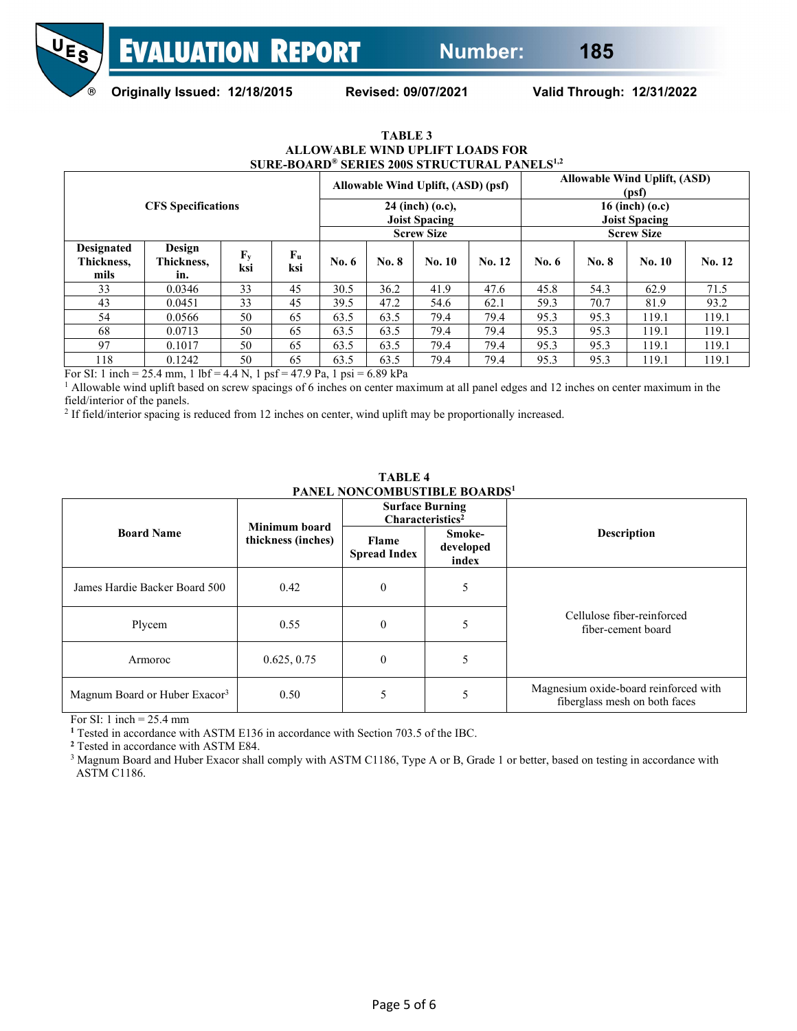**TABLE 3**
**ALLOWABLE WIND UPLIFT LOADS FOR SURE-BOARD® SERIES 200S STRUCTURAL PANELS[1,2]**

| CFS Specifications | | | | Allowable Wind Uplift, (ASD) (psf) 24 (inch) (o.c), Joist Spacing | | | | Allowable Wind Uplift, (ASD) (psf) 16 (inch) (o.c) Joist Spacing | | | |
|---|---|---|---|---|---|---|---|---|---|---|---|
| | | | | Screw Size | | | | Screw Size | | | |
| Designated Thickness, mils | Design Thickness, in. | $F_y$ ksi | $F_u$ ksi | No. 6 | No. 8 | No. 10 | No. 12 | No. 6 | No. 8 | No. 10 | No. 12 |
| 33 | 0.0346 | 33 | 45 | 30.5 | 36.2 | 41.9 | 47.6 | 45.8 | 54.3 | 62.9 | 71.5 |
| 43 | 0.0451 | 33 | 45 | 39.5 | 47.2 | 54.6 | 62.1 | 59.3 | 70.7 | 81.9 | 93.2 |
| 54 | 0.0566 | 50 | 65 | 63.5 | 63.5 | 79.4 | 79.4 | 95.3 | 95.3 | 119.1 | 119.1 |
| 68 | 0.0713 | 50 | 65 | 63.5 | 63.5 | 79.4 | 79.4 | 95.3 | 95.3 | 119.1 | 119.1 |
| 97 | 0.1017 | 50 | 65 | 63.5 | 63.5 | 79.4 | 79.4 | 95.3 | 95.3 | 119.1 | 119.1 |
| 118 | 0.1242 | 50 | 65 | 63.5 | 63.5 | 79.4 | 79.4 | 95.3 | 95.3 | 119.1 | 119.1 |

For SI: 1 inch = 25.4 mm, 1 lbf = 4.4 N, 1 psf = 47.9 Pa, 1 psi = 6.89 kPa

[1] Allowable wind uplift based on screw spacings of 6 inches on center maximum at all panel edges and 12 inches on center maximum in the field/interior of the panels.

[2] If field/interior spacing is reduced from 12 inches on center, wind uplift may be proportionally increased.

**TABLE 4**
**PANEL NONCOMBUSTIBLE BOARDS[1]**

| Board Name | Minimum board thickness (inches) | Surface Burning Characteristics[2] | | Description |
|---|---|---|---|---|
| | | Flame Spread Index | Smoke-developed index | |
| James Hardie Backer Board 500 | 0.42 | 0 | 5 | Cellulose fiber-reinforced fiber-cement board |
| Plycem | 0.55 | 0 | 5 | Cellulose fiber-reinforced fiber-cement board |
| Armoroc | 0.625, 0.75 | 0 | 5 | Cellulose fiber-reinforced fiber-cement board |
| Magnum Board or Huber Exacor[3] | 0.50 | 5 | 5 | Magnesium oxide-board reinforced with fiberglass mesh on both faces |

For SI: 1 inch = 25.4 mm

[1] Tested in accordance with ASTM E136 in accordance with Section 703.5 of the IBC.

[2] Tested in accordance with ASTM E84.

[3] Magnum Board and Huber Exacor shall comply with ASTM C1186, Type A or B, Grade 1 or better, based on testing in accordance with ASTM C1186.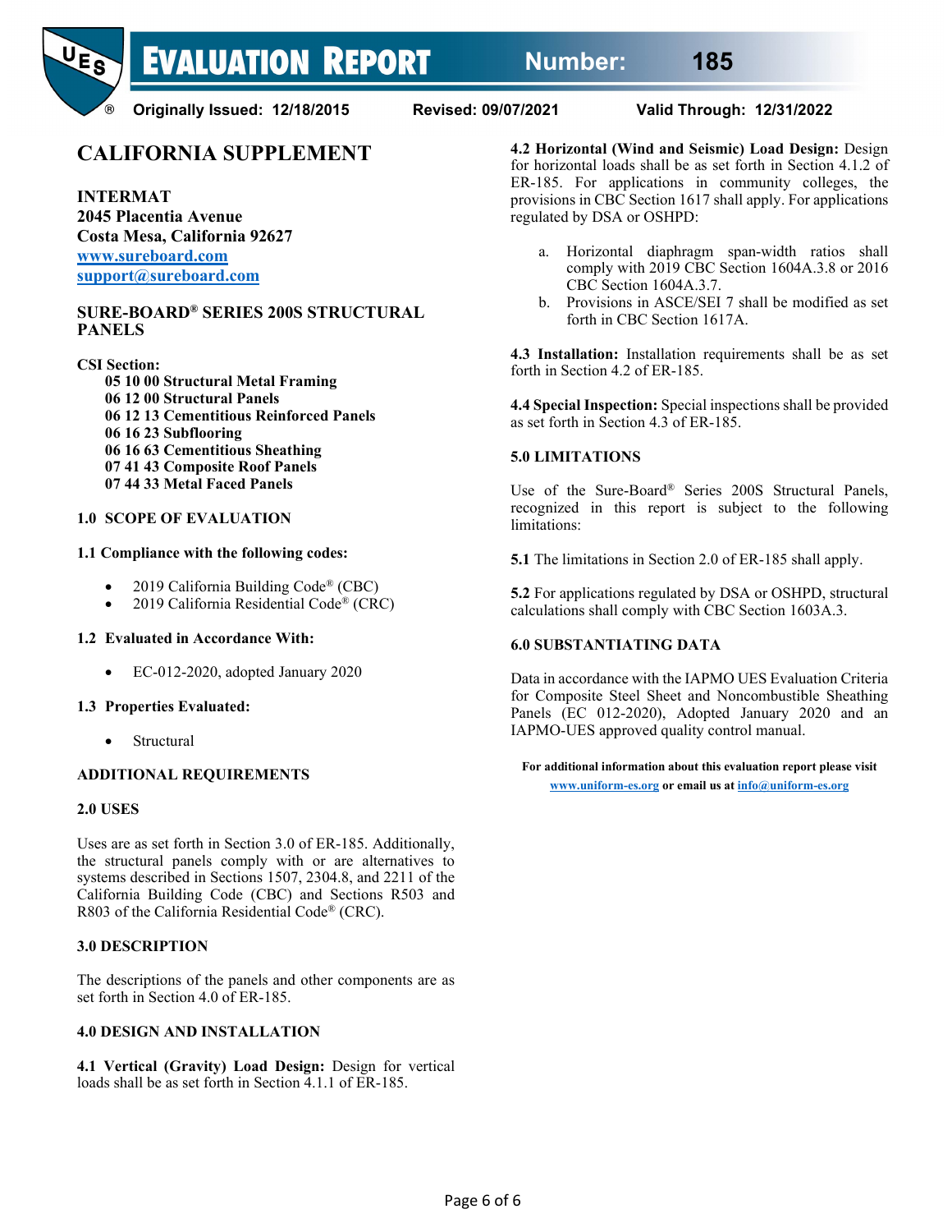# EVALUATION REPORT

**Number: 185**

**Originally Issued: 12/18/2015** **Revised: 09/07/2021** **Valid Through: 12/31/2022**

## CALIFORNIA SUPPLEMENT

**INTERMAT**
**2045 Placentia Avenue**
**Costa Mesa, California 92627**
**[www.sureboard.com](http://www.sureboard.com)**
**[support@sureboard.com](mailto:support@sureboard.com)**

**SURE-BOARD® SERIES 200S STRUCTURAL PANELS**

**CSI Section:**

- **05 10 00 Structural Metal Framing**
- **06 12 00 Structural Panels**
- **06 12 13 Cementitious Reinforced Panels**
- **06 16 23 Subflooring**
- **06 16 63 Cementitious Sheathing**
- **07 41 43 Composite Roof Panels**
- **07 44 33 Metal Faced Panels**

### 1.0 SCOPE OF EVALUATION

**1.1 Compliance with the following codes:**

- 2019 California Building Code® (CBC)
- 2019 California Residential Code® (CRC)

**1.2 Evaluated in Accordance With:**

- EC-012-2020, adopted January 2020

**1.3 Properties Evaluated:**

- Structural

### ADDITIONAL REQUIREMENTS

### 2.0 USES

Uses are as set forth in Section 3.0 of ER-185. Additionally, the structural panels comply with or are alternatives to systems described in Sections 1507, 2304.8, and 2211 of the California Building Code (CBC) and Sections R503 and R803 of the California Residential Code® (CRC).

### 3.0 DESCRIPTION

The descriptions of the panels and other components are as set forth in Section 4.0 of ER-185.

### 4.0 DESIGN AND INSTALLATION

**4.1 Vertical (Gravity) Load Design:** Design for vertical loads shall be as set forth in Section 4.1.1 of ER-185.

**4.2 Horizontal (Wind and Seismic) Load Design:** Design for horizontal loads shall be as set forth in Section 4.1.2 of ER-185. For applications in community colleges, the provisions in CBC Section 1617 shall apply. For applications regulated by DSA or OSHPD:

a. Horizontal diaphragm span-width ratios shall comply with 2019 CBC Section 1604A.3.8 or 2016 CBC Section 1604A.3.7.
b. Provisions in ASCE/SEI 7 shall be modified as set forth in CBC Section 1617A.

**4.3 Installation:** Installation requirements shall be as set forth in Section 4.2 of ER-185.

**4.4 Special Inspection:** Special inspections shall be provided as set forth in Section 4.3 of ER-185.

### 5.0 LIMITATIONS

Use of the Sure-Board® Series 200S Structural Panels, recognized in this report is subject to the following limitations:

**5.1** The limitations in Section 2.0 of ER-185 shall apply.

**5.2** For applications regulated by DSA or OSHPD, structural calculations shall comply with CBC Section 1603A.3.

### 6.0 SUBSTANTIATING DATA

Data in accordance with the IAPMO UES Evaluation Criteria for Composite Steel Sheet and Noncombustible Sheathing Panels (EC 012-2020), Adopted January 2020 and an IAPMO-UES approved quality control manual.

**For additional information about this evaluation report please visit [www.uniform-es.org](http://www.uniform-es.org) or email us at [info@uniform-es.org](mailto:info@uniform-es.org)**